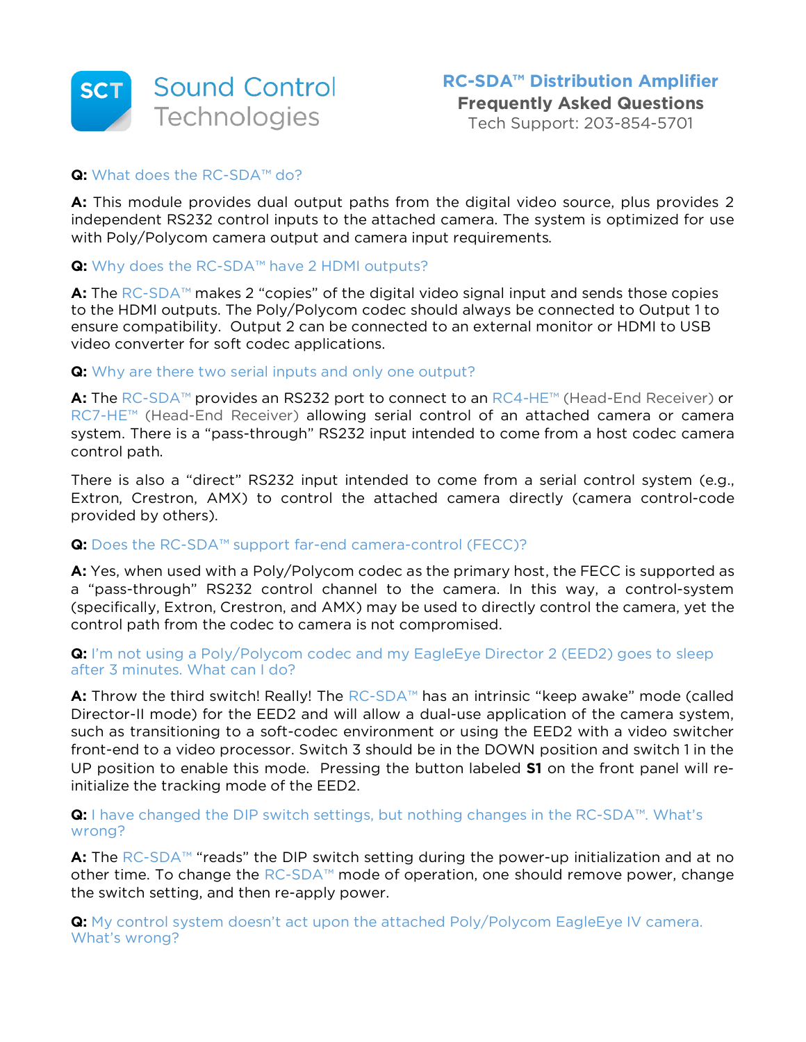Sound Control Technologies

# RC-SDA™ Distribution Amplifier

## Frequently Asked Questions

Tech Support: 203-854-5701

**Q:** What does the RC-SDA™ do?

**A:** This module provides dual output paths from the digital video source, plus provides 2 independent RS232 control inputs to the attached camera. The system is optimized for use with Poly/Polycom camera output and camera input requirements.

**Q:** Why does the RC-SDA™ have 2 HDMI outputs?

**A:** The RC-SDA™ makes 2 "copies" of the digital video signal input and sends those copies to the HDMI outputs. The Poly/Polycom codec should always be connected to Output 1 to ensure compatibility. Output 2 can be connected to an external monitor or HDMI to USB video converter for soft codec applications.

**Q:** Why are there two serial inputs and only one output?

**A:** The RC-SDA™ provides an RS232 port to connect to an RC4-HE™ (Head-End Receiver) or RC7-HE™ (Head-End Receiver) allowing serial control of an attached camera or camera system. There is a "pass-through" RS232 input intended to come from a host codec camera control path.

There is also a "direct" RS232 input intended to come from a serial control system (e.g., Extron, Crestron, AMX) to control the attached camera directly (camera control-code provided by others).

**Q:** Does the RC-SDA™ support far-end camera-control (FECC)?

**A:** Yes, when used with a Poly/Polycom codec as the primary host, the FECC is supported as a "pass-through" RS232 control channel to the camera. In this way, a control-system (specifically, Extron, Crestron, and AMX) may be used to directly control the camera, yet the control path from the codec to camera is not compromised.

**Q:** I'm not using a Poly/Polycom codec and my EagleEye Director 2 (EED2) goes to sleep after 3 minutes. What can I do?

**A:** Throw the third switch! Really! The RC-SDA™ has an intrinsic "keep awake" mode (called Director-II mode) for the EED2 and will allow a dual-use application of the camera system, such as transitioning to a soft-codec environment or using the EED2 with a video switcher front-end to a video processor. Switch 3 should be in the DOWN position and switch 1 in the UP position to enable this mode. Pressing the button labeled **S1** on the front panel will re-initialize the tracking mode of the EED2.

**Q:** I have changed the DIP switch settings, but nothing changes in the RC-SDA™. What's wrong?

**A:** The RC-SDA™ "reads" the DIP switch setting during the power-up initialization and at no other time. To change the RC-SDA™ mode of operation, one should remove power, change the switch setting, and then re-apply power.

**Q:** My control system doesn't act upon the attached Poly/Polycom EagleEye IV camera. What's wrong?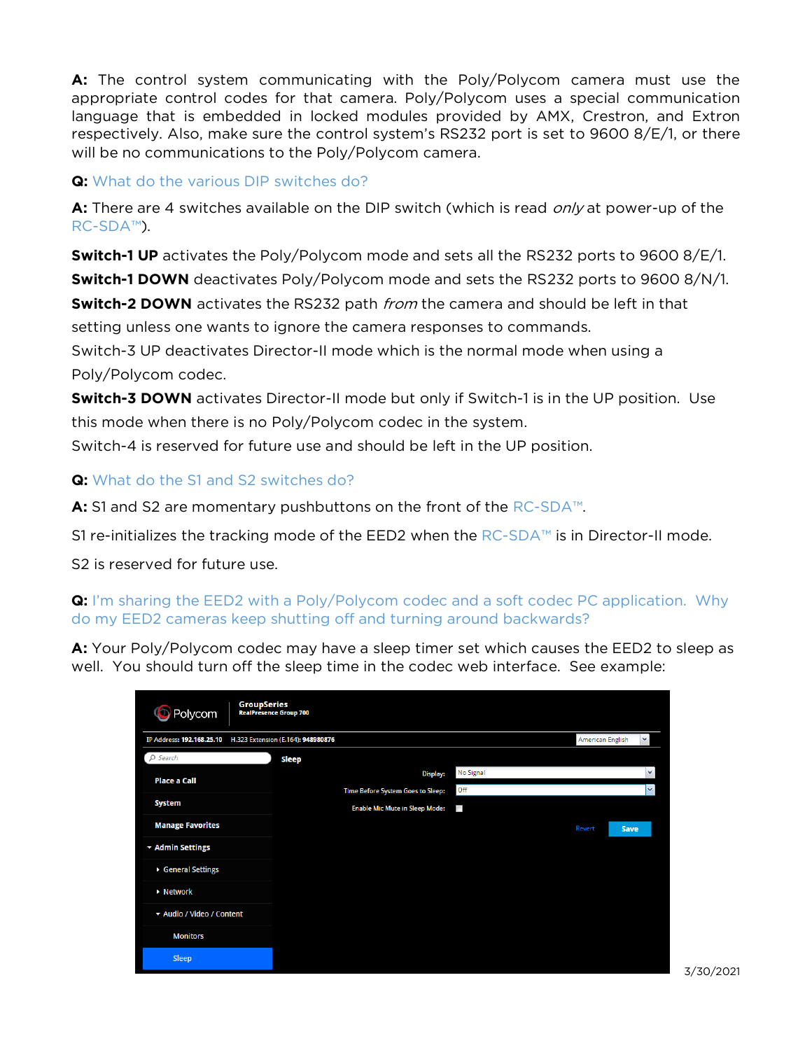**A:** The control system communicating with the Poly/Polycom camera must use the appropriate control codes for that camera. Poly/Polycom uses a special communication language that is embedded in locked modules provided by AMX, Crestron, and Extron respectively. Also, make sure the control system's RS232 port is set to 9600 8/E/1, or there will be no communications to the Poly/Polycom camera.

**Q:** What do the various DIP switches do?

**A:** There are 4 switches available on the DIP switch (which is read *only* at power-up of the RC-SDA™).

**Switch-1 UP** activates the Poly/Polycom mode and sets all the RS232 ports to 9600 8/E/1.

**Switch-1 DOWN** deactivates Poly/Polycom mode and sets the RS232 ports to 9600 8/N/1.

**Switch-2 DOWN** activates the RS232 path *from* the camera and should be left in that setting unless one wants to ignore the camera responses to commands.

Switch-3 UP deactivates Director-II mode which is the normal mode when using a Poly/Polycom codec.

**Switch-3 DOWN** activates Director-II mode but only if Switch-1 is in the UP position. Use this mode when there is no Poly/Polycom codec in the system.

Switch-4 is reserved for future use and should be left in the UP position.

**Q:** What do the S1 and S2 switches do?

**A:** S1 and S2 are momentary pushbuttons on the front of the RC-SDA™.

S1 re-initializes the tracking mode of the EED2 when the RC-SDA™ is in Director-II mode.

S2 is reserved for future use.

**Q:** I'm sharing the EED2 with a Poly/Polycom codec and a soft codec PC application. Why do my EED2 cameras keep shutting off and turning around backwards?

**A:** Your Poly/Polycom codec may have a sleep timer set which causes the EED2 to sleep as well. You should turn off the sleep time in the codec web interface. See example:

3/30/2021